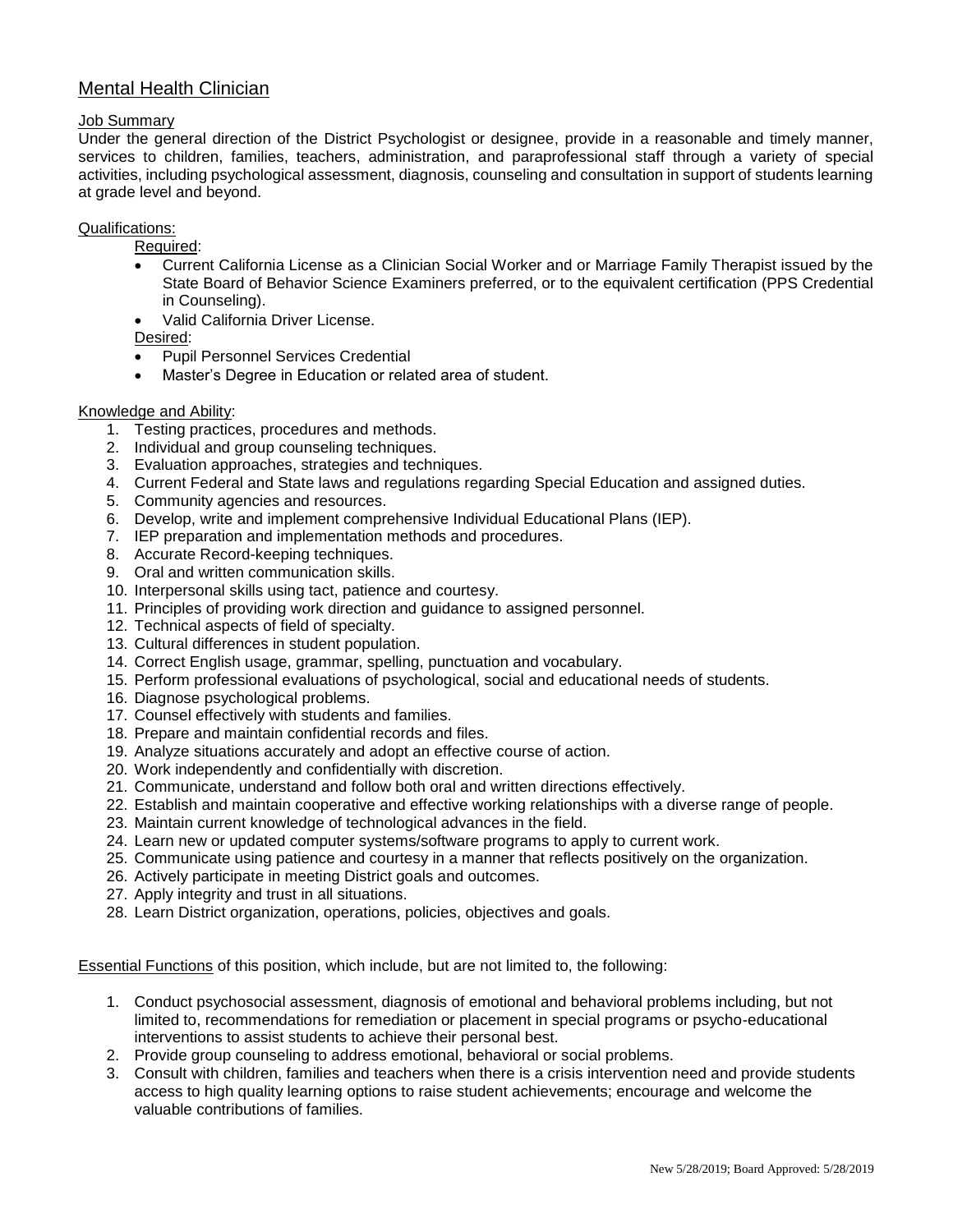# Mental Health Clinician

## Job Summary

Under the general direction of the District Psychologist or designee, provide in a reasonable and timely manner, services to children, families, teachers, administration, and paraprofessional staff through a variety of special activities, including psychological assessment, diagnosis, counseling and consultation in support of students learning at grade level and beyond.

## Qualifications:

Required:

- Current California License as a Clinician Social Worker and or Marriage Family Therapist issued by the State Board of Behavior Science Examiners preferred, or to the equivalent certification (PPS Credential in Counseling).
- Valid California Driver License.

Desired:

- Pupil Personnel Services Credential
- Master's Degree in Education or related area of student.

## Knowledge and Ability:

1. Testing practices, procedures and methods.
2. Individual and group counseling techniques.
3. Evaluation approaches, strategies and techniques.
4. Current Federal and State laws and regulations regarding Special Education and assigned duties.
5. Community agencies and resources.
6. Develop, write and implement comprehensive Individual Educational Plans (IEP).
7. IEP preparation and implementation methods and procedures.
8. Accurate Record-keeping techniques.
9. Oral and written communication skills.
10. Interpersonal skills using tact, patience and courtesy.
11. Principles of providing work direction and guidance to assigned personnel.
12. Technical aspects of field of specialty.
13. Cultural differences in student population.
14. Correct English usage, grammar, spelling, punctuation and vocabulary.
15. Perform professional evaluations of psychological, social and educational needs of students.
16. Diagnose psychological problems.
17. Counsel effectively with students and families.
18. Prepare and maintain confidential records and files.
19. Analyze situations accurately and adopt an effective course of action.
20. Work independently and confidentially with discretion.
21. Communicate, understand and follow both oral and written directions effectively.
22. Establish and maintain cooperative and effective working relationships with a diverse range of people.
23. Maintain current knowledge of technological advances in the field.
24. Learn new or updated computer systems/software programs to apply to current work.
25. Communicate using patience and courtesy in a manner that reflects positively on the organization.
26. Actively participate in meeting District goals and outcomes.
27. Apply integrity and trust in all situations.
28. Learn District organization, operations, policies, objectives and goals.

Essential Functions of this position, which include, but are not limited to, the following:

1. Conduct psychosocial assessment, diagnosis of emotional and behavioral problems including, but not limited to, recommendations for remediation or placement in special programs or psycho-educational interventions to assist students to achieve their personal best.
2. Provide group counseling to address emotional, behavioral or social problems.
3. Consult with children, families and teachers when there is a crisis intervention need and provide students access to high quality learning options to raise student achievements; encourage and welcome the valuable contributions of families.

New 5/28/2019; Board Approved: 5/28/2019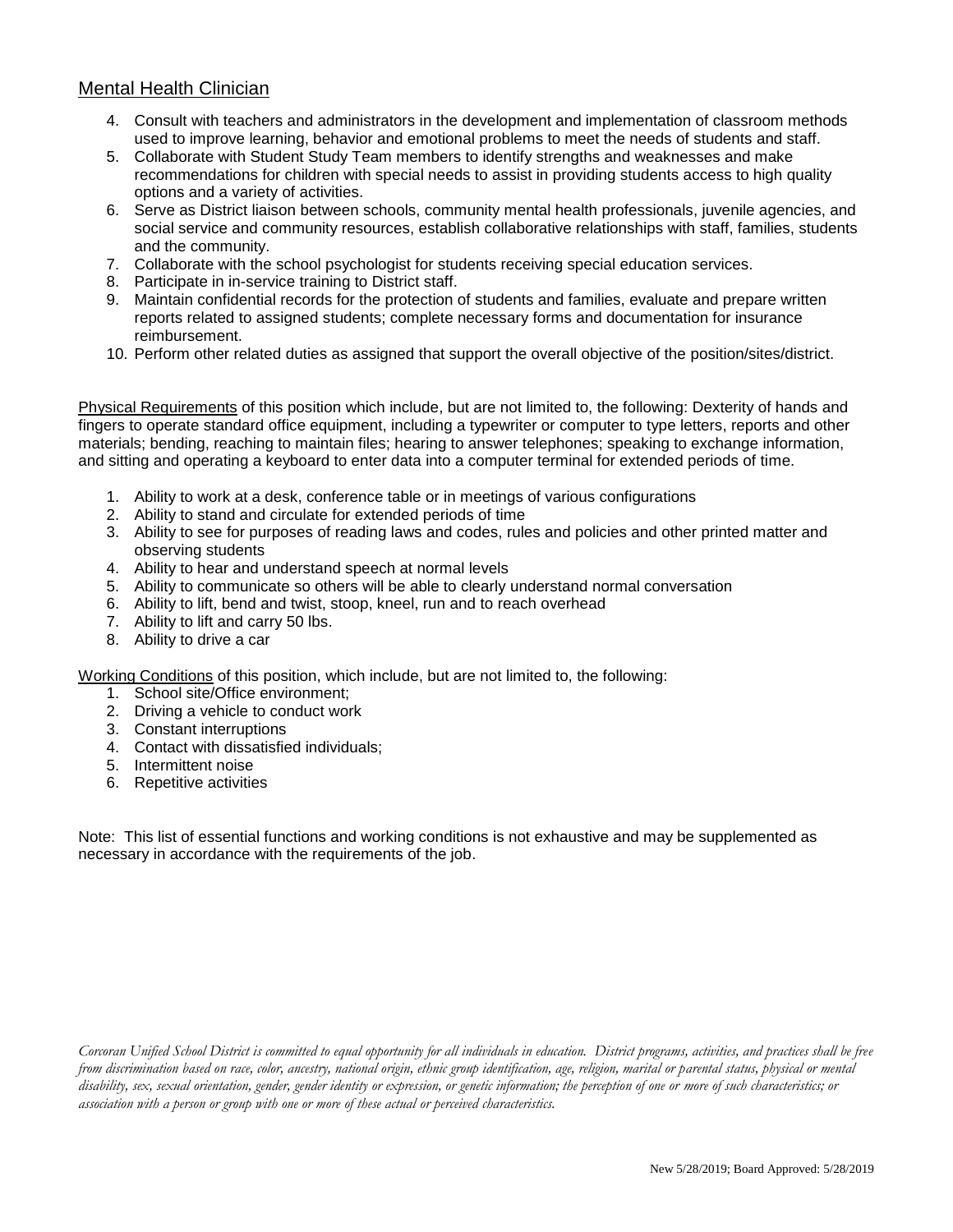Mental Health Clinician

4. Consult with teachers and administrators in the development and implementation of classroom methods used to improve learning, behavior and emotional problems to meet the needs of students and staff.
5. Collaborate with Student Study Team members to identify strengths and weaknesses and make recommendations for children with special needs to assist in providing students access to high quality options and a variety of activities.
6. Serve as District liaison between schools, community mental health professionals, juvenile agencies, and social service and community resources, establish collaborative relationships with staff, families, students and the community.
7. Collaborate with the school psychologist for students receiving special education services.
8. Participate in in-service training to District staff.
9. Maintain confidential records for the protection of students and families, evaluate and prepare written reports related to assigned students; complete necessary forms and documentation for insurance reimbursement.
10. Perform other related duties as assigned that support the overall objective of the position/sites/district.

Physical Requirements of this position which include, but are not limited to, the following: Dexterity of hands and fingers to operate standard office equipment, including a typewriter or computer to type letters, reports and other materials; bending, reaching to maintain files; hearing to answer telephones; speaking to exchange information, and sitting and operating a keyboard to enter data into a computer terminal for extended periods of time.

1. Ability to work at a desk, conference table or in meetings of various configurations
2. Ability to stand and circulate for extended periods of time
3. Ability to see for purposes of reading laws and codes, rules and policies and other printed matter and observing students
4. Ability to hear and understand speech at normal levels
5. Ability to communicate so others will be able to clearly understand normal conversation
6. Ability to lift, bend and twist, stoop, kneel, run and to reach overhead
7. Ability to lift and carry 50 lbs.
8. Ability to drive a car

Working Conditions of this position, which include, but are not limited to, the following:

1. School site/Office environment;
2. Driving a vehicle to conduct work
3. Constant interruptions
4. Contact with dissatisfied individuals;
5. Intermittent noise
6. Repetitive activities

Note: This list of essential functions and working conditions is not exhaustive and may be supplemented as necessary in accordance with the requirements of the job.

*Corcoran Unified School District is committed to equal opportunity for all individuals in education. District programs, activities, and practices shall be free from discrimination based on race, color, ancestry, national origin, ethnic group identification, age, religion, marital or parental status, physical or mental disability, sex, sexual orientation, gender, gender identity or expression, or genetic information; the perception of one or more of such characteristics; or association with a person or group with one or more of these actual or perceived characteristics.*

New 5/28/2019; Board Approved: 5/28/2019